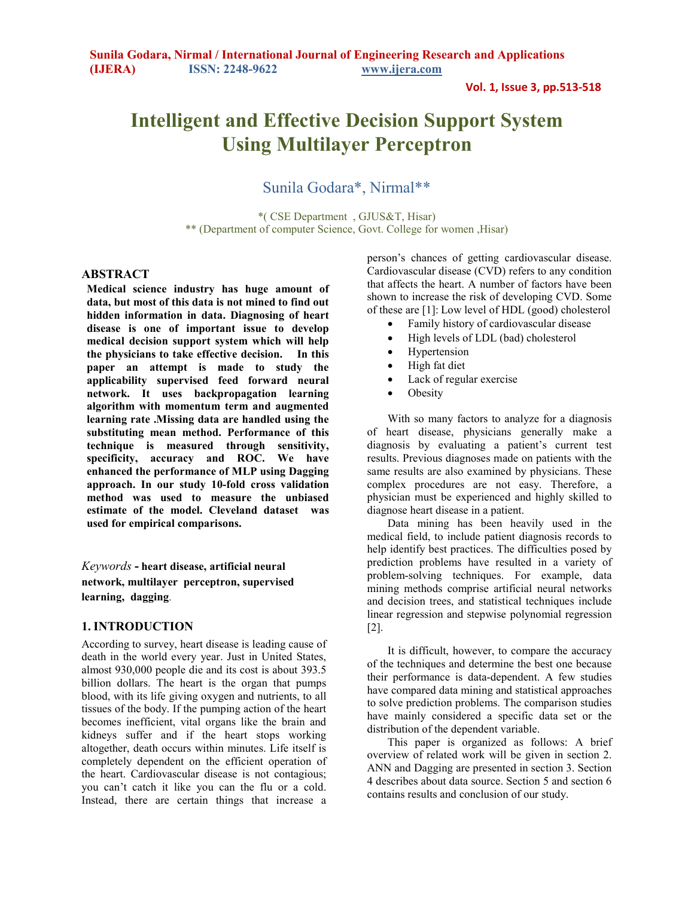# Intelligent and Effective Decision Support System Using Multilayer Perceptron

Sunila Godara*, Nirmal**

*( CSE Department , GJUS&T, Hisar)
** (Department of computer Science, Govt. College for women ,Hisar)

## ABSTRACT

**Medical science industry has huge amount of data, but most of this data is not mined to find out hidden information in data. Diagnosing of heart disease is one of important issue to develop medical decision support system which will help the physicians to take effective decision. In this paper an attempt is made to study the applicability supervised feed forward neural network. It uses backpropagation learning algorithm with momentum term and augmented learning rate .Missing data are handled using the substituting mean method. Performance of this technique is measured through sensitivity, specificity, accuracy and ROC. We have enhanced the performance of MLP using Dagging approach. In our study 10-fold cross validation method was used to measure the unbiased estimate of the model. Cleveland dataset was used for empirical comparisons.**

*Keywords* **- heart disease, artificial neural network, multilayer perceptron, supervised learning, dagging**.

## 1. INTRODUCTION

According to survey, heart disease is leading cause of death in the world every year. Just in United States, almost 930,000 people die and its cost is about 393.5 billion dollars. The heart is the organ that pumps blood, with its life giving oxygen and nutrients, to all tissues of the body. If the pumping action of the heart becomes inefficient, vital organs like the brain and kidneys suffer and if the heart stops working altogether, death occurs within minutes. Life itself is completely dependent on the efficient operation of the heart. Cardiovascular disease is not contagious; you can't catch it like you can the flu or a cold. Instead, there are certain things that increase a person's chances of getting cardiovascular disease. Cardiovascular disease (CVD) refers to any condition that affects the heart. A number of factors have been shown to increase the risk of developing CVD. Some of these are [1]: Low level of HDL (good) cholesterol

- Family history of cardiovascular disease
- High levels of LDL (bad) cholesterol
- Hypertension
- High fat diet
- Lack of regular exercise
- Obesity

With so many factors to analyze for a diagnosis of heart disease, physicians generally make a diagnosis by evaluating a patient's current test results. Previous diagnoses made on patients with the same results are also examined by physicians. These complex procedures are not easy. Therefore, a physician must be experienced and highly skilled to diagnose heart disease in a patient.

Data mining has been heavily used in the medical field, to include patient diagnosis records to help identify best practices. The difficulties posed by prediction problems have resulted in a variety of problem-solving techniques. For example, data mining methods comprise artificial neural networks and decision trees, and statistical techniques include linear regression and stepwise polynomial regression [2].

It is difficult, however, to compare the accuracy of the techniques and determine the best one because their performance is data-dependent. A few studies have compared data mining and statistical approaches to solve prediction problems. The comparison studies have mainly considered a specific data set or the distribution of the dependent variable.

This paper is organized as follows: A brief overview of related work will be given in section 2. ANN and Dagging are presented in section 3. Section 4 describes about data source. Section 5 and section 6 contains results and conclusion of our study.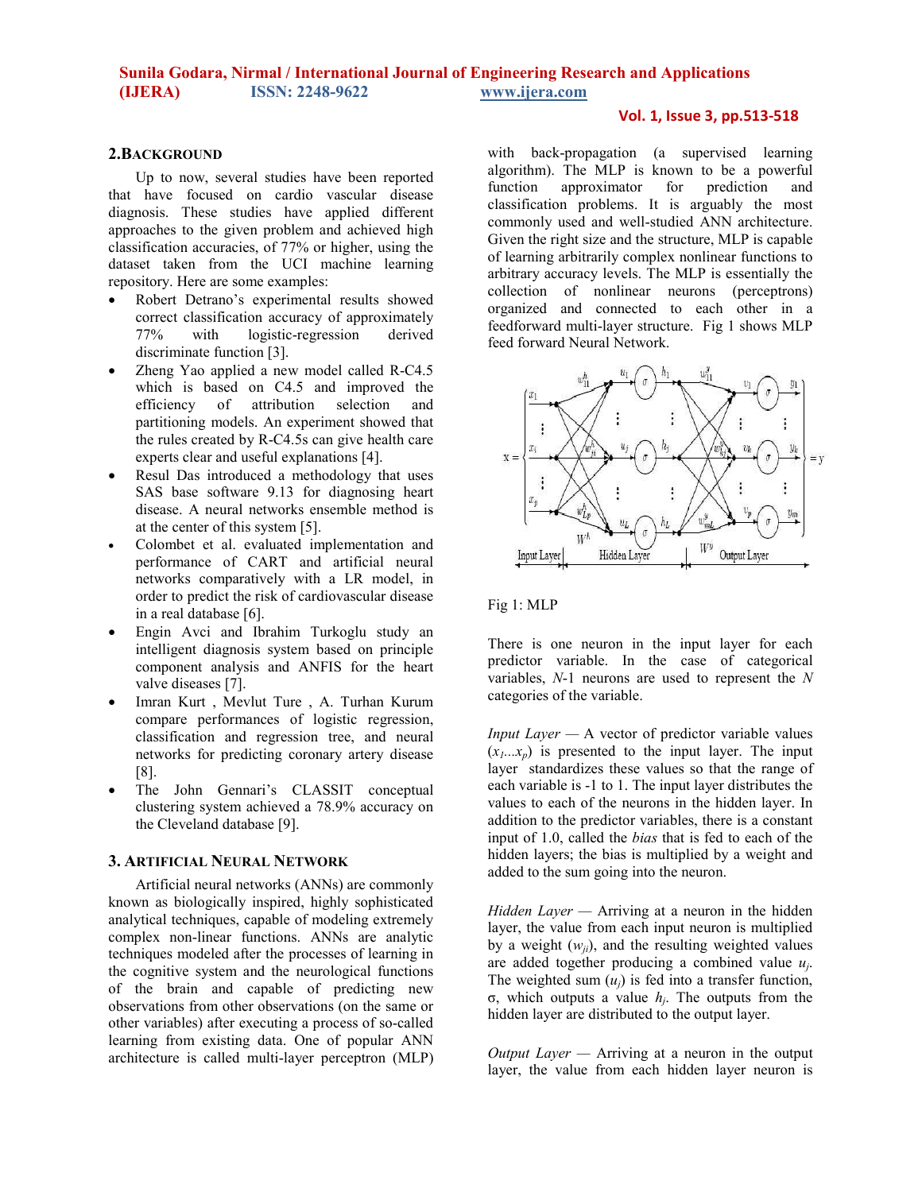## 2. BACKGROUND

Up to now, several studies have been reported that have focused on cardio vascular disease diagnosis. These studies have applied different approaches to the given problem and achieved high classification accuracies, of 77% or higher, using the dataset taken from the UCI machine learning repository. Here are some examples:

- Robert Detrano's experimental results showed correct classification accuracy of approximately 77% with logistic-regression derived discriminate function [3].
- Zheng Yao applied a new model called R-C4.5 which is based on C4.5 and improved the efficiency of attribution selection and partitioning models. An experiment showed that the rules created by R-C4.5s can give health care experts clear and useful explanations [4].
- Resul Das introduced a methodology that uses SAS base software 9.13 for diagnosing heart disease. A neural networks ensemble method is at the center of this system [5].
- Colombet et al. evaluated implementation and performance of CART and artificial neural networks comparatively with a LR model, in order to predict the risk of cardiovascular disease in a real database [6].
- Engin Avci and Ibrahim Turkoglu study an intelligent diagnosis system based on principle component analysis and ANFIS for the heart valve diseases [7].
- Imran Kurt , Mevlut Ture , A. Turhan Kurum compare performances of logistic regression, classification and regression tree, and neural networks for predicting coronary artery disease [8].
- The John Gennari's CLASSIT conceptual clustering system achieved a 78.9% accuracy on the Cleveland database [9].

## 3. ARTIFICIAL NEURAL NETWORK

Artificial neural networks (ANNs) are commonly known as biologically inspired, highly sophisticated analytical techniques, capable of modeling extremely complex non-linear functions. ANNs are analytic techniques modeled after the processes of learning in the cognitive system and the neurological functions of the brain and capable of predicting new observations from other observations (on the same or other variables) after executing a process of so-called learning from existing data. One of popular ANN architecture is called multi-layer perceptron (MLP) with back-propagation (a supervised learning algorithm). The MLP is known to be a powerful function approximator for prediction and classification problems. It is arguably the most commonly used and well-studied ANN architecture. Given the right size and the structure, MLP is capable of learning arbitrarily complex nonlinear functions to arbitrary accuracy levels. The MLP is essentially the collection of nonlinear neurons (perceptrons) organized and connected to each other in a feedforward multi-layer structure. Fig 1 shows MLP feed forward Neural Network.

Fig 1: MLP

There is one neuron in the input layer for each predictor variable. In the case of categorical variables, $N$-1 neurons are used to represent the $N$ categories of the variable.

*Input Layer* — A vector of predictor variable values ($x_1 \ldots x_p$) is presented to the input layer. The input layer standardizes these values so that the range of each variable is -1 to 1. The input layer distributes the values to each of the neurons in the hidden layer. In addition to the predictor variables, there is a constant input of 1.0, called the *bias* that is fed to each of the hidden layers; the bias is multiplied by a weight and added to the sum going into the neuron.

*Hidden Layer* — Arriving at a neuron in the hidden layer, the value from each input neuron is multiplied by a weight ($w_{ji}$), and the resulting weighted values are added together producing a combined value $u_j$. The weighted sum ($u_j$) is fed into a transfer function, σ, which outputs a value $h_j$. The outputs from the hidden layer are distributed to the output layer.

*Output Layer* — Arriving at a neuron in the output layer, the value from each hidden layer neuron is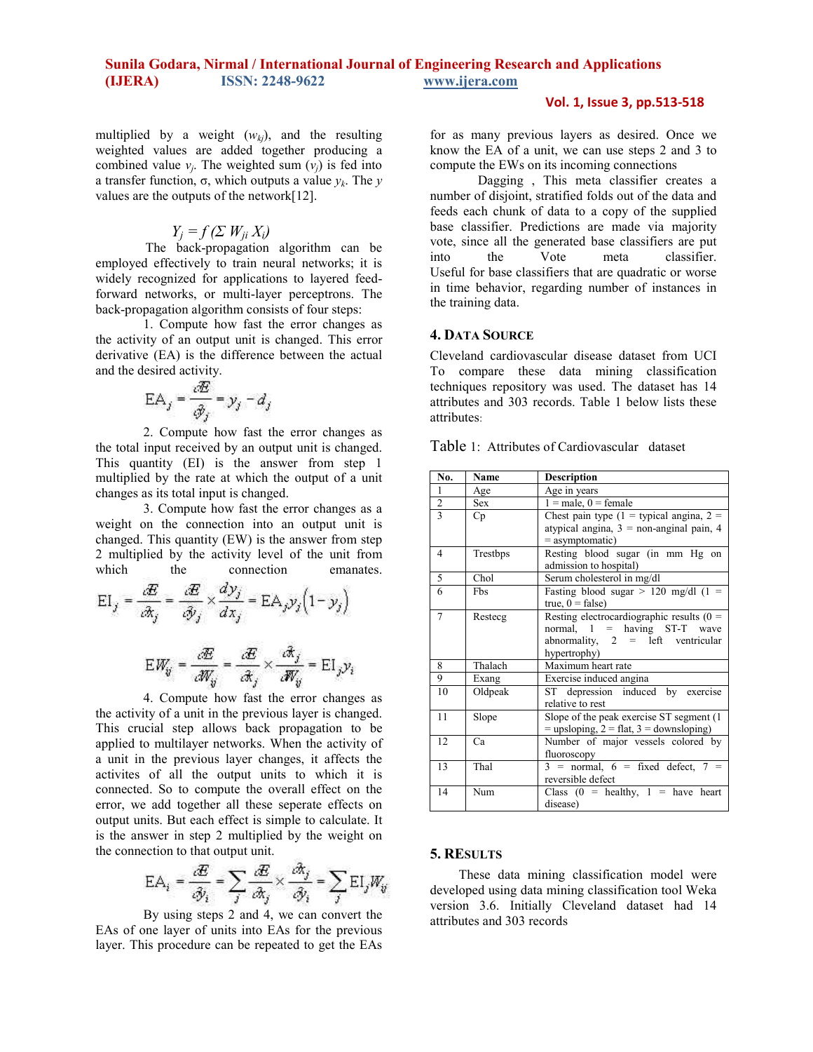multiplied by a weight ($w_{kj}$), and the resulting weighted values are added together producing a combined value $v_j$. The weighted sum ($v_j$) is fed into a transfer function, σ, which outputs a value $y_k$. The $y$ values are the outputs of the network[12].

$$Y_j = f\,(\Sigma\, W_{ji}\, X_i)$$

The back-propagation algorithm can be employed effectively to train neural networks; it is widely recognized for applications to layered feed-forward networks, or multi-layer perceptrons. The back-propagation algorithm consists of four steps:

1. Compute how fast the error changes as the activity of an output unit is changed. This error derivative (EA) is the difference between the actual and the desired activity.

$$\mathrm{EA}_j = \frac{\partial E}{\partial y_j} = y_j - d_j$$

2. Compute how fast the error changes as the total input received by an output unit is changed. This quantity (EI) is the answer from step 1 multiplied by the rate at which the output of a unit changes as its total input is changed.

3. Compute how fast the error changes as a weight on the connection into an output unit is changed. This quantity (EW) is the answer from step 2 multiplied by the activity level of the unit from which the connection emanates.

$$\mathrm{EI}_j = \frac{\partial E}{\partial x_j} = \frac{\partial E}{\partial y_j} \times \frac{dy_j}{dx_j} = \mathrm{EA}_j y_j (1 - y_j)$$

$$\mathrm{EW}_{ij} = \frac{\partial E}{\partial W_{ij}} = \frac{\partial E}{\partial x_j} \times \frac{\partial x_j}{\partial W_{ij}} = \mathrm{EI}_j y_i$$

4. Compute how fast the error changes as the activity of a unit in the previous layer is changed. This crucial step allows back propagation to be applied to multilayer networks. When the activity of a unit in the previous layer changes, it affects the activites of all the output units to which it is connected. So to compute the overall effect on the error, we add together all these seperate effects on output units. But each effect is simple to calculate. It is the answer in step 2 multiplied by the weight on the connection to that output unit.

$$\mathrm{EA}_i = \frac{\partial E}{\partial y_i} = \sum_j \frac{\partial E}{\partial x_j} \times \frac{\partial x_j}{\partial y_i} = \sum_j \mathrm{EI}_j W_{ij}$$

By using steps 2 and 4, we can convert the EAs of one layer of units into EAs for the previous layer. This procedure can be repeated to get the EAs for as many previous layers as desired. Once we know the EA of a unit, we can use steps 2 and 3 to compute the EWs on its incoming connections

Dagging , This meta classifier creates a number of disjoint, stratified folds out of the data and feeds each chunk of data to a copy of the supplied base classifier. Predictions are made via majority vote, since all the generated base classifiers are put into the Vote meta classifier. Useful for base classifiers that are quadratic or worse in time behavior, regarding number of instances in the training data.

## 4. Data Source

Cleveland cardiovascular disease dataset from UCI To compare these data mining classification techniques repository was used. The dataset has 14 attributes and 303 records. Table 1 below lists these attributes:

Table 1: Attributes of Cardiovascular dataset

| No. | Name | Description |
|---|---|---|
| 1 | Age | Age in years |
| 2 | Sex | 1 = male, 0 = female |
| 3 | Cp | Chest pain type (1 = typical angina, 2 = atypical angina, 3 = non-anginal pain, 4 = asymptomatic) |
| 4 | Trestbps | Resting blood sugar (in mm Hg on admission to hospital) |
| 5 | Chol | Serum cholesterol in mg/dl |
| 6 | Fbs | Fasting blood sugar > 120 mg/dl (1 = true, 0 = false) |
| 7 | Restecg | Resting electrocardiographic results (0 = normal, 1 = having ST-T wave abnormality, 2 = left ventricular hypertrophy) |
| 8 | Thalach | Maximum heart rate |
| 9 | Exang | Exercise induced angina |
| 10 | Oldpeak | ST depression induced by exercise relative to rest |
| 11 | Slope | Slope of the peak exercise ST segment (1 = upsloping, 2 = flat, 3 = downsloping) |
| 12 | Ca | Number of major vessels colored by fluoroscopy |
| 13 | Thal | 3 = normal, 6 = fixed defect, 7 = reversible defect |
| 14 | Num | Class (0 = healthy, 1 = have heart disease) |

## 5. Results

These data mining classification model were developed using data mining classification tool Weka version 3.6. Initially Cleveland dataset had 14 attributes and 303 records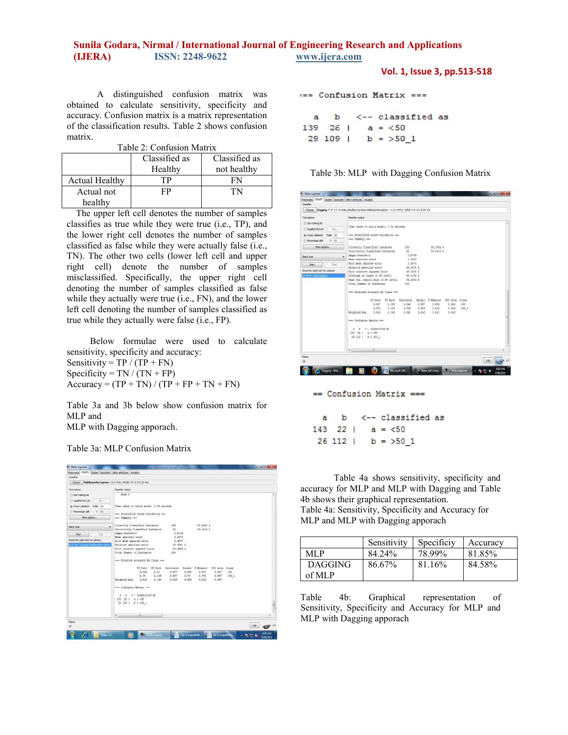A distinguished confusion matrix was obtained to calculate sensitivity, specificity and accuracy. Confusion matrix is a matrix representation of the classification results. Table 2 shows confusion matrix.

Table 2: Confusion Matrix

| | Classified as Healthy | Classified as not healthy |
|---|---|---|
| Actual Healthy | TP | FN |
| Actual not healthy | FP | TN |

The upper left cell denotes the number of samples classifies as true while they were true (i.e., TP), and the lower right cell denotes the number of samples classified as false while they were actually false (i.e., TN). The other two cells (lower left cell and upper right cell) denote the number of samples misclassified. Specifically, the upper right cell denoting the number of samples classified as false while they actually were true (i.e., FN), and the lower left cell denoting the number of samples classified as true while they actually were false (i.e., FP).

Below formulae were used to calculate sensitivity, specificity and accuracy:

Sensitivity = TP / (TP + FN)

Specificity = TN / (TN + FP)

Accuracy = (TP + TN) / (TP + FP + TN + FN)

Table 3a and 3b below show confusion matrix for MLP and
MLP with Dagging apporach.

Table 3a: MLP Confusion Matrix

```
=== Confusion Matrix ===

   a   b   <-- classified as
 139  26 |   a = <50
  29 109 |   b = >50_1
```

Table 3b: MLP with Dagging Confusion Matrix

```
== Confusion Matrix ===

   a   b   <-- classified as
 143  22 |   a = <50
  26 112 |   b = >50_1
```

Table 4a shows sensitivity, specificity and accuracy for MLP and MLP with Dagging and Table 4b shows their graphical representation.

Table 4a: Sensitivity, Specificity and Accuracy for MLP and MLP with Dagging apporach

| | Sensitivity | Specificiy | Accuracy |
|---|---|---|---|
| MLP | 84.24% | 78.99% | 81.85% |
| DAGGING of MLP | 86.67% | 81.16% | 84.58% |

Table 4b: Graphical representation of Sensitivity, Specificity and Accuracy for MLP and MLP with Dagging apporach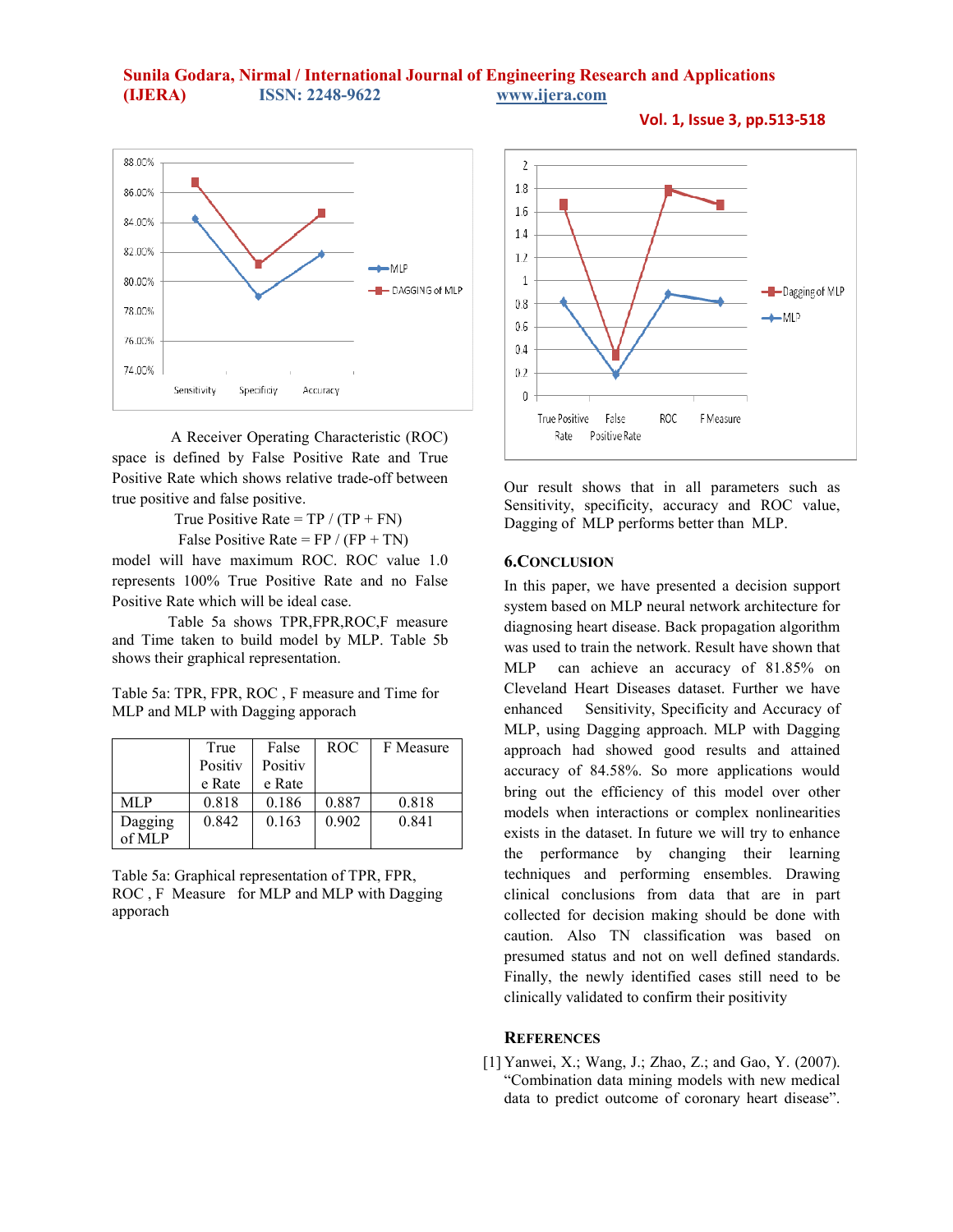88.00%
86.00%
84.00%
82.00%
80.00%
78.00%
76.00%
74.00%

Sensitivity Specificiy Accuracy

MLP
DAGGING of MLP

A Receiver Operating Characteristic (ROC) space is defined by False Positive Rate and True Positive Rate which shows relative trade-off between true positive and false positive.

True Positive Rate = TP / (TP + FN)

False Positive Rate = FP / (FP + TN)

model will have maximum ROC. ROC value 1.0 represents 100% True Positive Rate and no False Positive Rate which will be ideal case.

Table 5a shows TPR,FPR,ROC,F measure and Time taken to build model by MLP. Table 5b shows their graphical representation.

Table 5a: TPR, FPR, ROC , F measure and Time for MLP and MLP with Dagging apporach

| | True Positive Rate | False Positive Rate | ROC | F Measure |
|---|---|---|---|---|
| MLP | 0.818 | 0.186 | 0.887 | 0.818 |
| Dagging of MLP | 0.842 | 0.163 | 0.902 | 0.841 |

Table 5a: Graphical representation of TPR, FPR, ROC , F Measure for MLP and MLP with Dagging apporach

2
1.8
1.6
1.4
1.2
1
0.8
0.6
0.4
0.2
0

True Positive Rate False Positive Rate ROC F Measure

Dagging of MLP
MLP

Our result shows that in all parameters such as Sensitivity, specificity, accuracy and ROC value, Dagging of MLP performs better than MLP.

## 6. Conclusion

In this paper, we have presented a decision support system based on MLP neural network architecture for diagnosing heart disease. Back propagation algorithm was used to train the network. Result have shown that MLP can achieve an accuracy of 81.85% on Cleveland Heart Diseases dataset. Further we have enhanced Sensitivity, Specificity and Accuracy of MLP, using Dagging approach. MLP with Dagging approach had showed good results and attained accuracy of 84.58%. So more applications would bring out the efficiency of this model over other models when interactions or complex nonlinearities exists in the dataset. In future we will try to enhance the performance by changing their learning techniques and performing ensembles. Drawing clinical conclusions from data that are in part collected for decision making should be done with caution. Also TN classification was based on presumed status and not on well defined standards. Finally, the newly identified cases still need to be clinically validated to confirm their positivity

## References

[1] Yanwei, X.; Wang, J.; Zhao, Z.; and Gao, Y. (2007). "Combination data mining models with new medical data to predict outcome of coronary heart disease".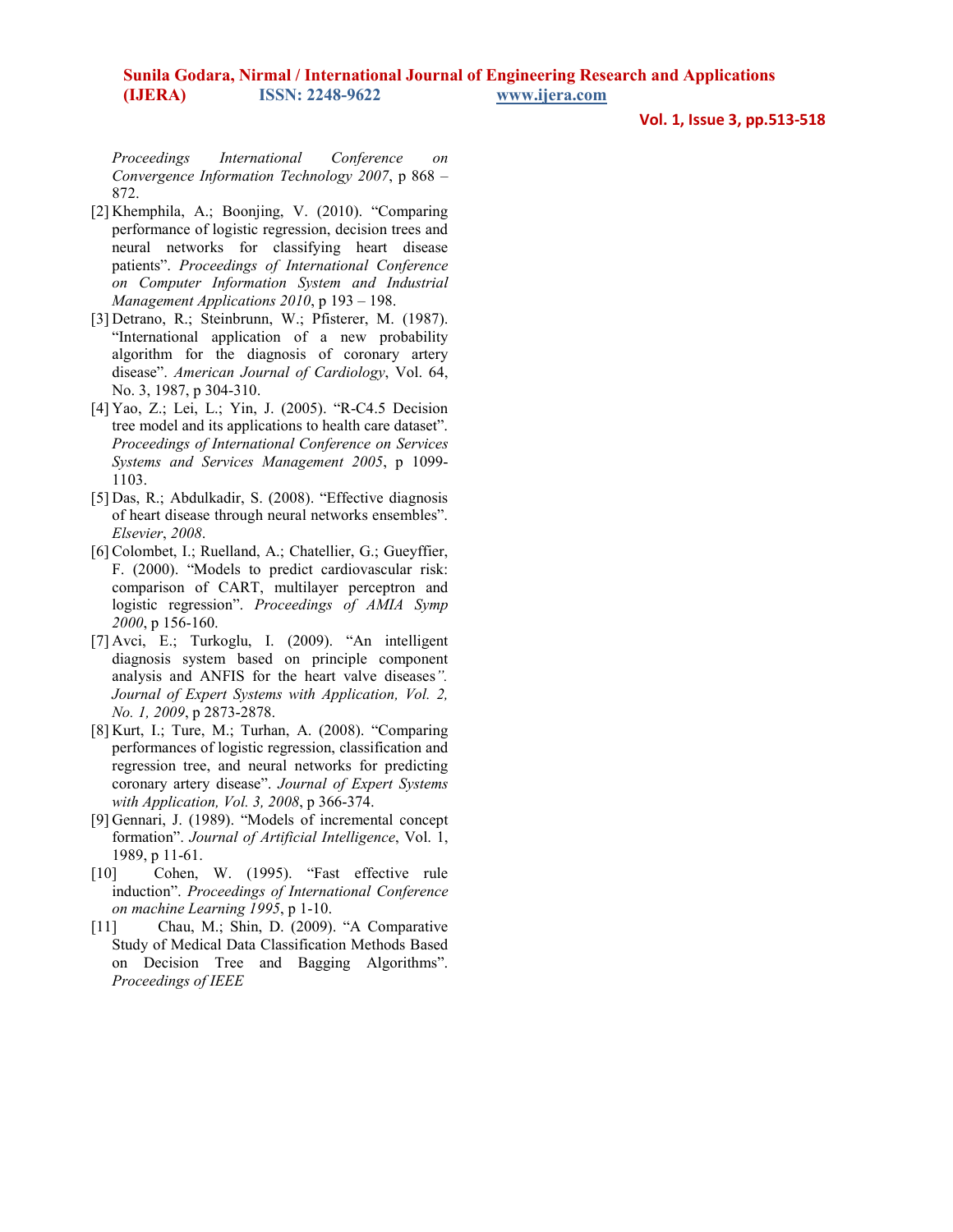*Proceedings International Conference on Convergence Information Technology 2007*, p 868 – 872.

[2] Khemphila, A.; Boonjing, V. (2010). "Comparing performance of logistic regression, decision trees and neural networks for classifying heart disease patients". *Proceedings of International Conference on Computer Information System and Industrial Management Applications 2010*, p 193 – 198.

[3] Detrano, R.; Steinbrunn, W.; Pfisterer, M. (1987). "International application of a new probability algorithm for the diagnosis of coronary artery disease". *American Journal of Cardiology*, Vol. 64, No. 3, 1987, p 304-310.

[4] Yao, Z.; Lei, L.; Yin, J. (2005). "R-C4.5 Decision tree model and its applications to health care dataset". *Proceedings of International Conference on Services Systems and Services Management 2005*, p 1099-1103.

[5] Das, R.; Abdulkadir, S. (2008). "Effective diagnosis of heart disease through neural networks ensembles". *Elsevier*, *2008*.

[6] Colombet, I.; Ruelland, A.; Chatellier, G.; Gueyffier, F. (2000). "Models to predict cardiovascular risk: comparison of CART, multilayer perceptron and logistic regression". *Proceedings of AMIA Symp 2000*, p 156-160.

[7] Avci, E.; Turkoglu, I. (2009). "An intelligent diagnosis system based on principle component analysis and ANFIS for the heart valve diseases*". Journal of Expert Systems with Application, Vol. 2, No. 1, 2009*, p 2873-2878.

[8] Kurt, I.; Ture, M.; Turhan, A. (2008). "Comparing performances of logistic regression, classification and regression tree, and neural networks for predicting coronary artery disease". *Journal of Expert Systems with Application, Vol. 3, 2008*, p 366-374.

[9] Gennari, J. (1989). "Models of incremental concept formation". *Journal of Artificial Intelligence*, Vol. 1, 1989, p 11-61.

[10] Cohen, W. (1995). "Fast effective rule induction". *Proceedings of International Conference on machine Learning 1995*, p 1-10.

[11] Chau, M.; Shin, D. (2009). "A Comparative Study of Medical Data Classification Methods Based on Decision Tree and Bagging Algorithms". *Proceedings of IEEE*